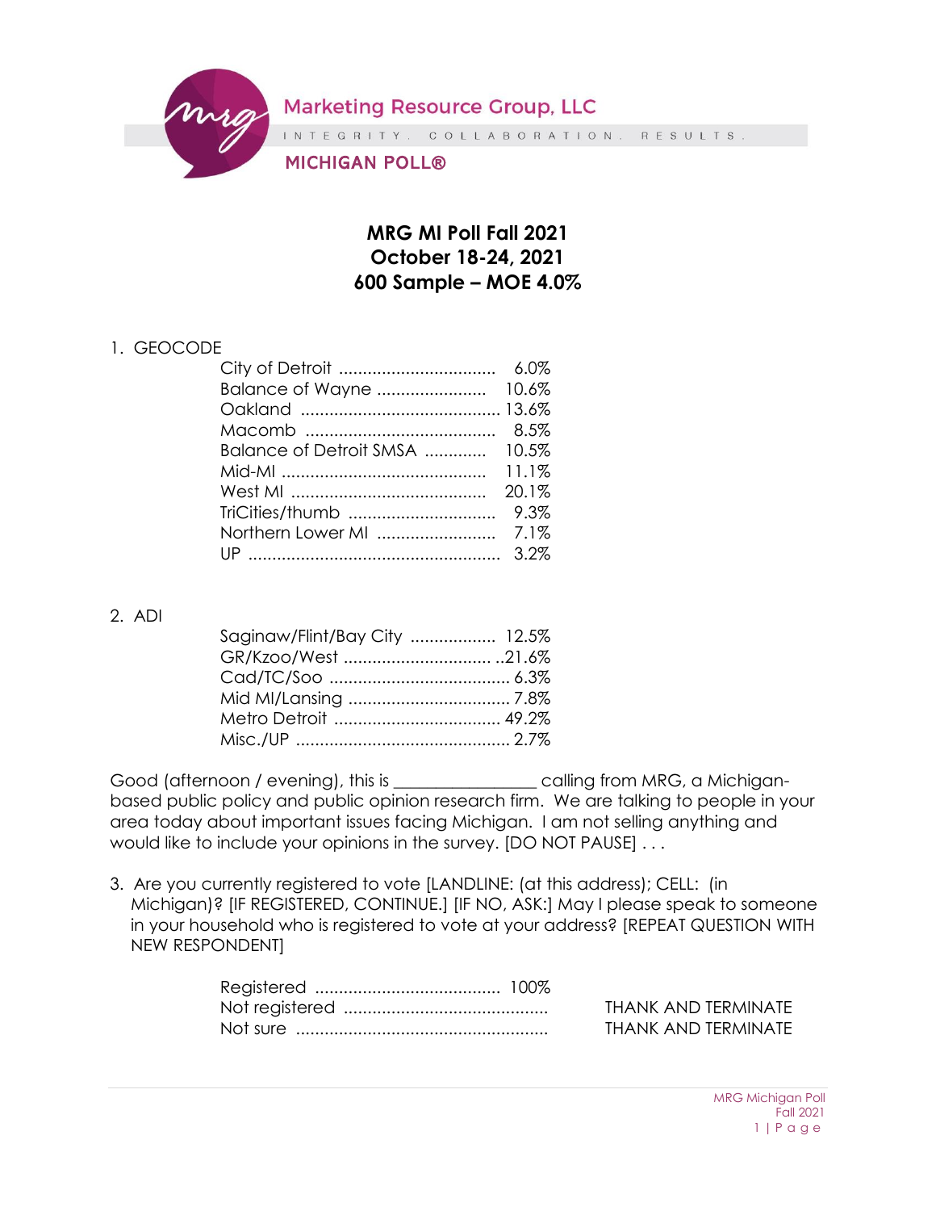Marketing Resource Group, LLC

INTEGRITY. COLLABORATION. RESULTS.

MICHIGAN POLL®

# MRG MI Poll Fall 2021
## October 18-24, 2021
## 600 Sample – MOE 4.0%

1. GEOCODE

| | |
|---|---|
| City of Detroit | 6.0% |
| Balance of Wayne | 10.6% |
| Oakland | 13.6% |
| Macomb | 8.5% |
| Balance of Detroit SMSA | 10.5% |
| Mid-MI | 11.1% |
| West MI | 20.1% |
| TriCities/thumb | 9.3% |
| Northern Lower MI | 7.1% |
| UP | 3.2% |

2. ADI

| | |
|---|---|
| Saginaw/Flint/Bay City | 12.5% |
| GR/Kzoo/West | 21.6% |
| Cad/TC/Soo | 6.3% |
| Mid MI/Lansing | 7.8% |
| Metro Detroit | 49.2% |
| Misc./UP | 2.7% |

Good (afternoon / evening), this is _______________ calling from MRG, a Michigan-based public policy and public opinion research firm. We are talking to people in your area today about important issues facing Michigan. I am not selling anything and would like to include your opinions in the survey. [DO NOT PAUSE] . . .

3. Are you currently registered to vote [LANDLINE: (at this address); CELL: (in Michigan)? [IF REGISTERED, CONTINUE.] [IF NO, ASK:] May I please speak to someone in your household who is registered to vote at your address? [REPEAT QUESTION WITH NEW RESPONDENT]

| | | |
|---|---|---|
| Registered | 100% | |
| Not registered | | THANK AND TERMINATE |
| Not sure | | THANK AND TERMINATE |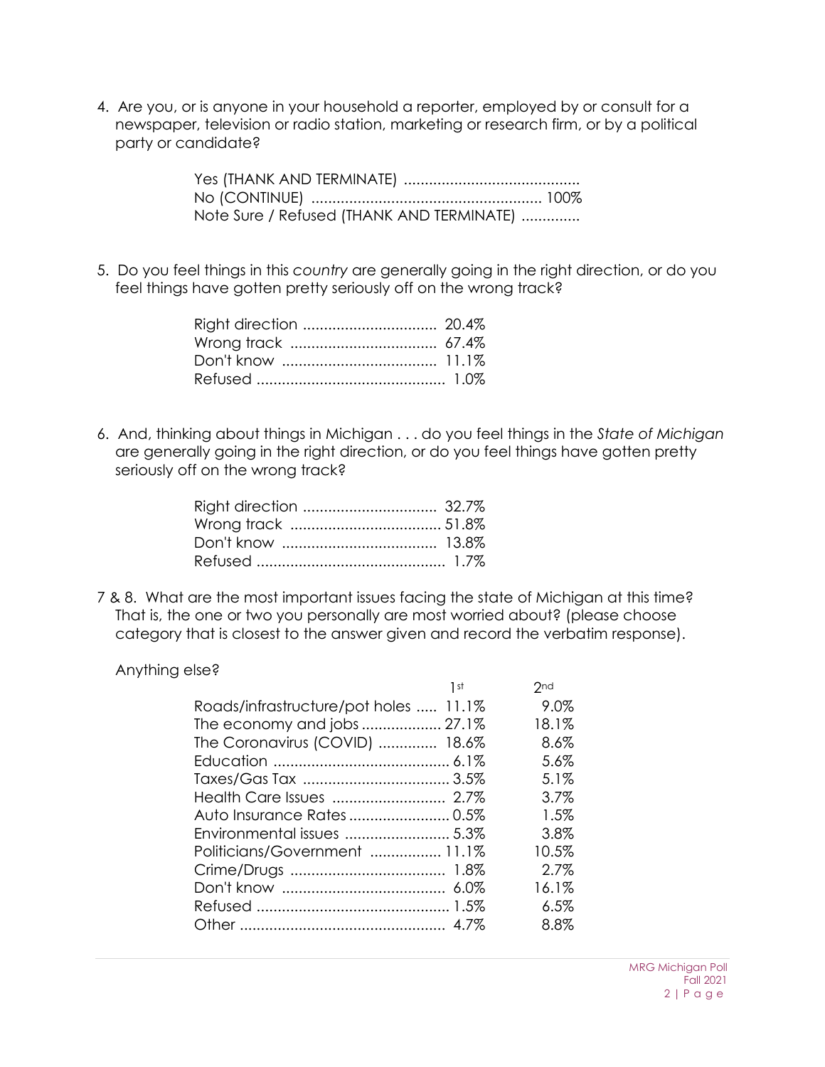4. Are you, or is anyone in your household a reporter, employed by or consult for a newspaper, television or radio station, marketing or research firm, or by a political party or candidate?

| | |
|---|---|
| Yes (THANK AND TERMINATE) | |
| No (CONTINUE) | 100% |
| Note Sure / Refused (THANK AND TERMINATE) | |

5. Do you feel things in this *country* are generally going in the right direction, or do you feel things have gotten pretty seriously off on the wrong track?

| | |
|---|---|
| Right direction | 20.4% |
| Wrong track | 67.4% |
| Don't know | 11.1% |
| Refused | 1.0% |

6. And, thinking about things in Michigan . . . do you feel things in the *State of Michigan* are generally going in the right direction, or do you feel things have gotten pretty seriously off on the wrong track?

| | |
|---|---|
| Right direction | 32.7% |
| Wrong track | 51.8% |
| Don't know | 13.8% |
| Refused | 1.7% |

7 & 8. What are the most important issues facing the state of Michigan at this time? That is, the one or two you personally are most worried about? (please choose category that is closest to the answer given and record the verbatim response).

Anything else?

| | 1st | 2nd |
|---|---|---|
| Roads/infrastructure/pot holes | 11.1% | 9.0% |
| The economy and jobs | 27.1% | 18.1% |
| The Coronavirus (COVID) | 18.6% | 8.6% |
| Education | 6.1% | 5.6% |
| Taxes/Gas Tax | 3.5% | 5.1% |
| Health Care Issues | 2.7% | 3.7% |
| Auto Insurance Rates | 0.5% | 1.5% |
| Environmental issues | 5.3% | 3.8% |
| Politicians/Government | 11.1% | 10.5% |
| Crime/Drugs | 1.8% | 2.7% |
| Don't know | 6.0% | 16.1% |
| Refused | 1.5% | 6.5% |
| Other | 4.7% | 8.8% |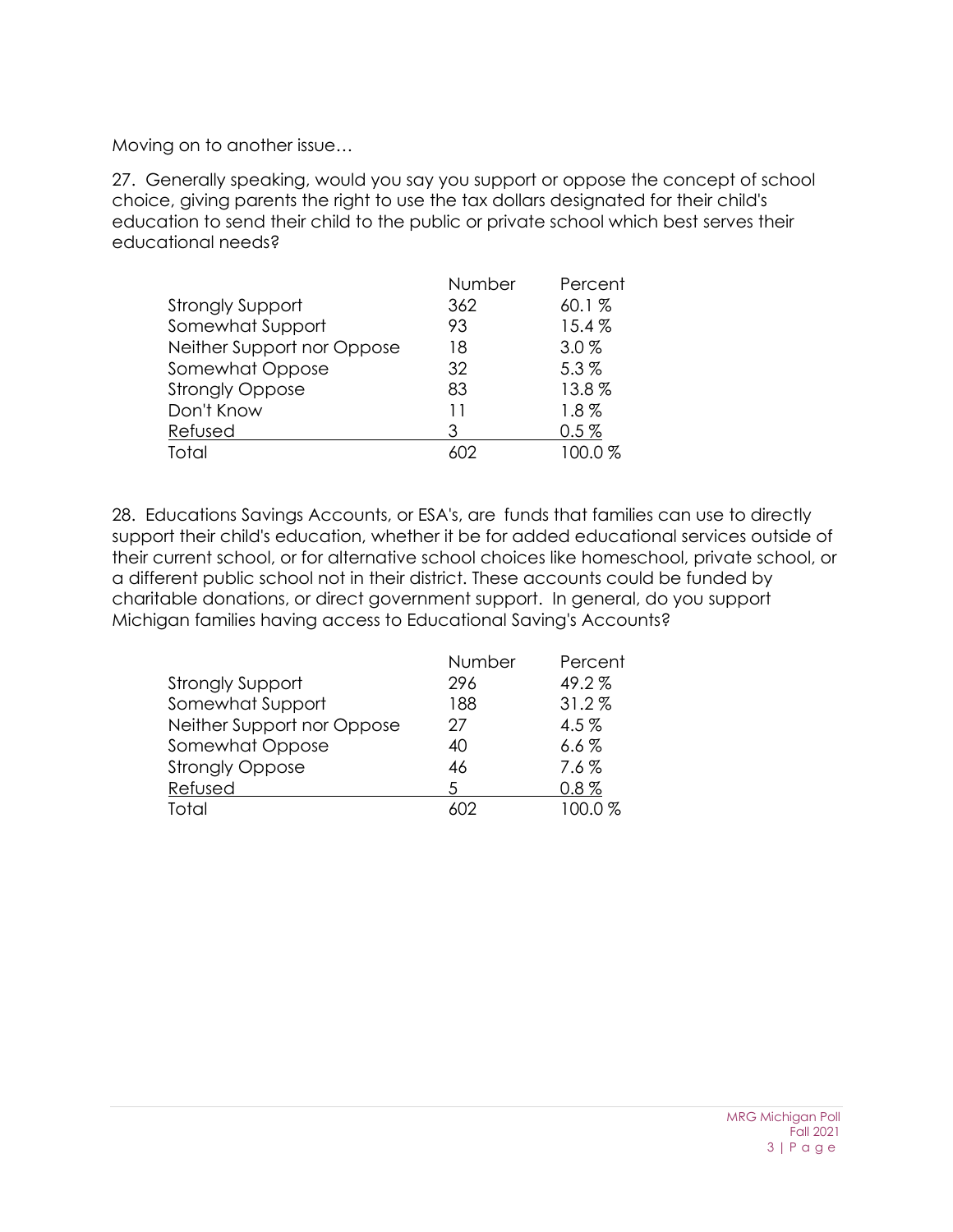Moving on to another issue…

27. Generally speaking, would you say you support or oppose the concept of school choice, giving parents the right to use the tax dollars designated for their child's education to send their child to the public or private school which best serves their educational needs?

| | Number | Percent |
|---|---|---|
| Strongly Support | 362 | 60.1 % |
| Somewhat Support | 93 | 15.4 % |
| Neither Support nor Oppose | 18 | 3.0 % |
| Somewhat Oppose | 32 | 5.3 % |
| Strongly Oppose | 83 | 13.8 % |
| Don't Know | 11 | 1.8 % |
| Refused | 3 | 0.5 % |
| Total | 602 | 100.0 % |

28. Educations Savings Accounts, or ESA's, are funds that families can use to directly support their child's education, whether it be for added educational services outside of their current school, or for alternative school choices like homeschool, private school, or a different public school not in their district. These accounts could be funded by charitable donations, or direct government support. In general, do you support Michigan families having access to Educational Saving's Accounts?

| | Number | Percent |
|---|---|---|
| Strongly Support | 296 | 49.2 % |
| Somewhat Support | 188 | 31.2 % |
| Neither Support nor Oppose | 27 | 4.5 % |
| Somewhat Oppose | 40 | 6.6 % |
| Strongly Oppose | 46 | 7.6 % |
| Refused | 5 | 0.8 % |
| Total | 602 | 100.0 % |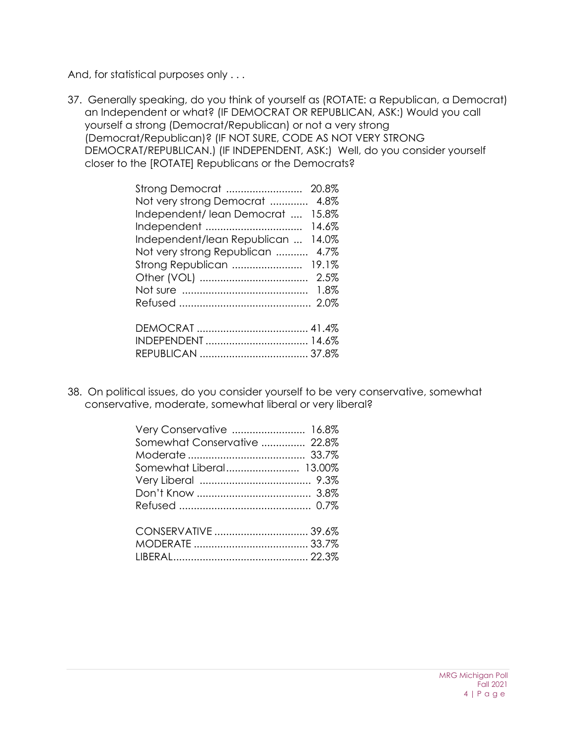And, for statistical purposes only . . .

37. Generally speaking, do you think of yourself as (ROTATE: a Republican, a Democrat) an Independent or what? (IF DEMOCRAT OR REPUBLICAN, ASK:) Would you call yourself a strong (Democrat/Republican) or not a very strong (Democrat/Republican)? (IF NOT SURE, CODE AS NOT VERY STRONG DEMOCRAT/REPUBLICAN.) (IF INDEPENDENT, ASK:) Well, do you consider yourself closer to the [ROTATE] Republicans or the Democrats?

| | |
|---|---|
| Strong Democrat | 20.8% |
| Not very strong Democrat | 4.8% |
| Independent/ lean Democrat | 15.8% |
| Independent | 14.6% |
| Independent/lean Republican | 14.0% |
| Not very strong Republican | 4.7% |
| Strong Republican | 19.1% |
| Other (VOL) | 2.5% |
| Not sure | 1.8% |
| Refused | 2.0% |

| | |
|---|---|
| DEMOCRAT | 41.4% |
| INDEPENDENT | 14.6% |
| REPUBLICAN | 37.8% |

38. On political issues, do you consider yourself to be very conservative, somewhat conservative, moderate, somewhat liberal or very liberal?

| | |
|---|---|
| Very Conservative | 16.8% |
| Somewhat Conservative | 22.8% |
| Moderate | 33.7% |
| Somewhat Liberal | 13.00% |
| Very Liberal | 9.3% |
| Don't Know | 3.8% |
| Refused | 0.7% |

| | |
|---|---|
| CONSERVATIVE | 39.6% |
| MODERATE | 33.7% |
| LIBERAL | 22.3% |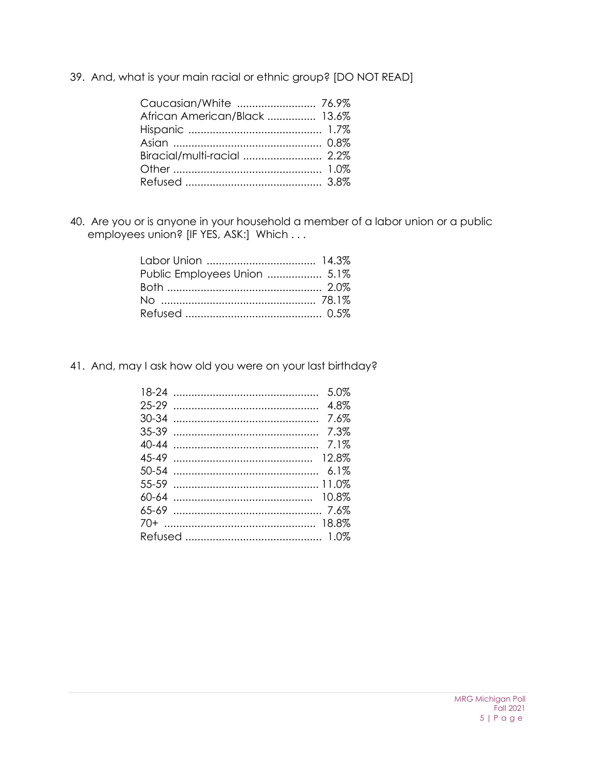39. And, what is your main racial or ethnic group? [DO NOT READ]

| Response | % |
|---|---|
| Caucasian/White | 76.9% |
| African American/Black | 13.6% |
| Hispanic | 1.7% |
| Asian | 0.8% |
| Biracial/multi-racial | 2.2% |
| Other | 1.0% |
| Refused | 3.8% |

40. Are you or is anyone in your household a member of a labor union or a public employees union? [IF YES, ASK:] Which . . .

| Response | % |
|---|---|
| Labor Union | 14.3% |
| Public Employees Union | 5.1% |
| Both | 2.0% |
| No | 78.1% |
| Refused | 0.5% |

41. And, may I ask how old you were on your last birthday?

| Response | % |
|---|---|
| 18-24 | 5.0% |
| 25-29 | 4.8% |
| 30-34 | 7.6% |
| 35-39 | 7.3% |
| 40-44 | 7.1% |
| 45-49 | 12.8% |
| 50-54 | 6.1% |
| 55-59 | 11.0% |
| 60-64 | 10.8% |
| 65-69 | 7.6% |
| 70+ | 18.8% |
| Refused | 1.0% |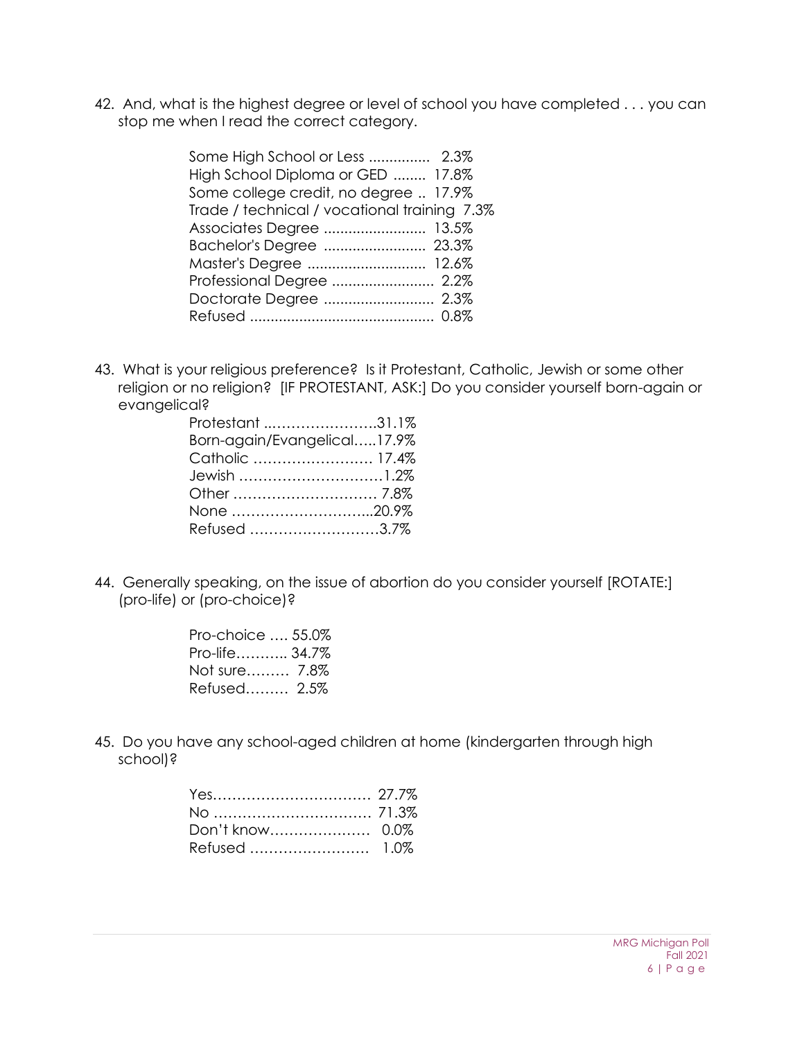42. And, what is the highest degree or level of school you have completed . . . you can stop me when I read the correct category.

| | |
|---|---|
| Some High School or Less | 2.3% |
| High School Diploma or GED | 17.8% |
| Some college credit, no degree | 17.9% |
| Trade / technical / vocational training | 7.3% |
| Associates Degree | 13.5% |
| Bachelor's Degree | 23.3% |
| Master's Degree | 12.6% |
| Professional Degree | 2.2% |
| Doctorate Degree | 2.3% |
| Refused | 0.8% |

43. What is your religious preference? Is it Protestant, Catholic, Jewish or some other religion or no religion? [IF PROTESTANT, ASK:] Do you consider yourself born-again or evangelical?

| | |
|---|---|
| Protestant | 31.1% |
| Born-again/Evangelical | 17.9% |
| Catholic | 17.4% |
| Jewish | 1.2% |
| Other | 7.8% |
| None | 20.9% |
| Refused | 3.7% |

44. Generally speaking, on the issue of abortion do you consider yourself [ROTATE:] (pro-life) or (pro-choice)?

| | |
|---|---|
| Pro-choice | 55.0% |
| Pro-life | 34.7% |
| Not sure | 7.8% |
| Refused | 2.5% |

45. Do you have any school-aged children at home (kindergarten through high school)?

| | |
|---|---|
| Yes | 27.7% |
| No | 71.3% |
| Don't know | 0.0% |
| Refused | 1.0% |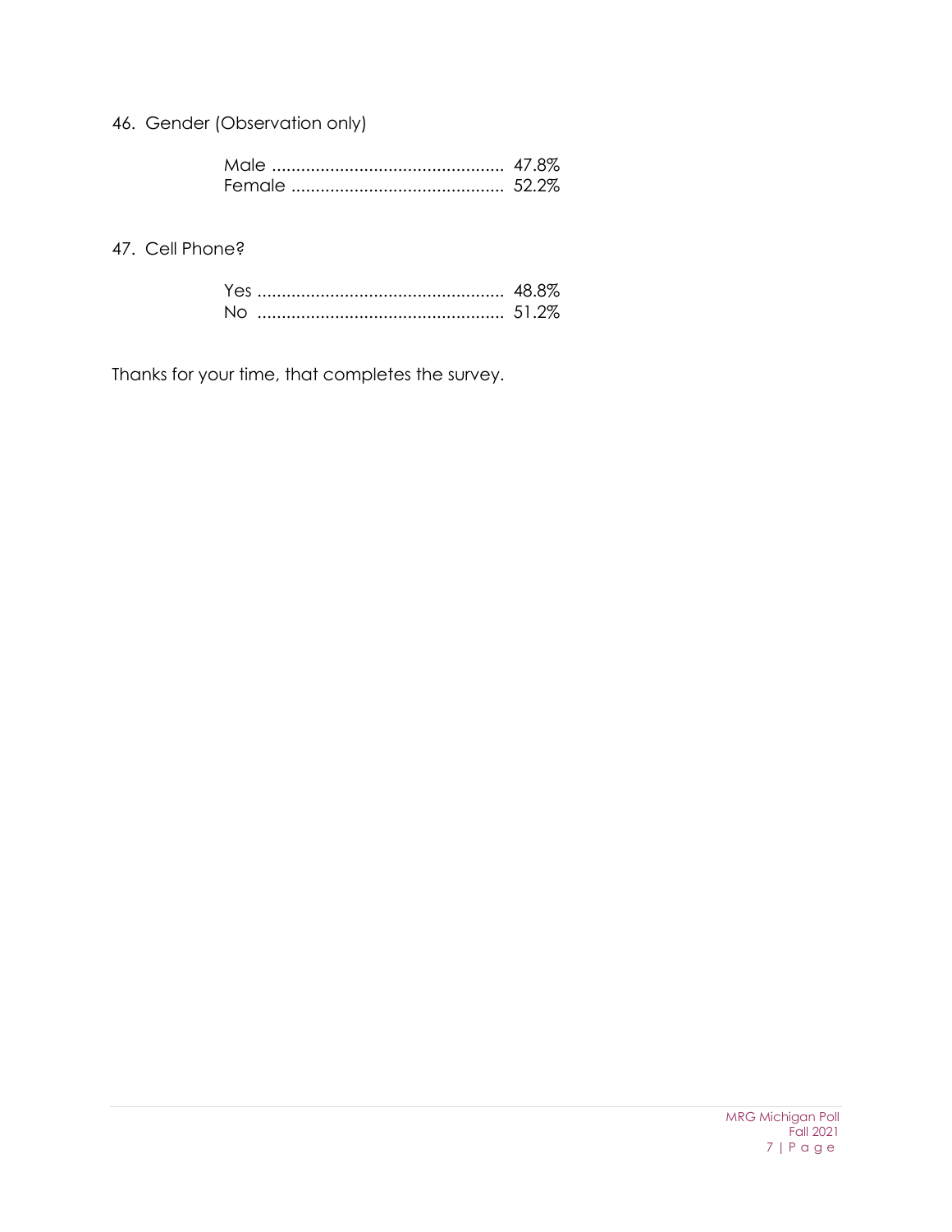46. Gender (Observation only)

| | |
|---|---|
| Male | 47.8% |
| Female | 52.2% |

47. Cell Phone?

| | |
|---|---|
| Yes | 48.8% |
| No | 51.2% |

Thanks for your time, that completes the survey.